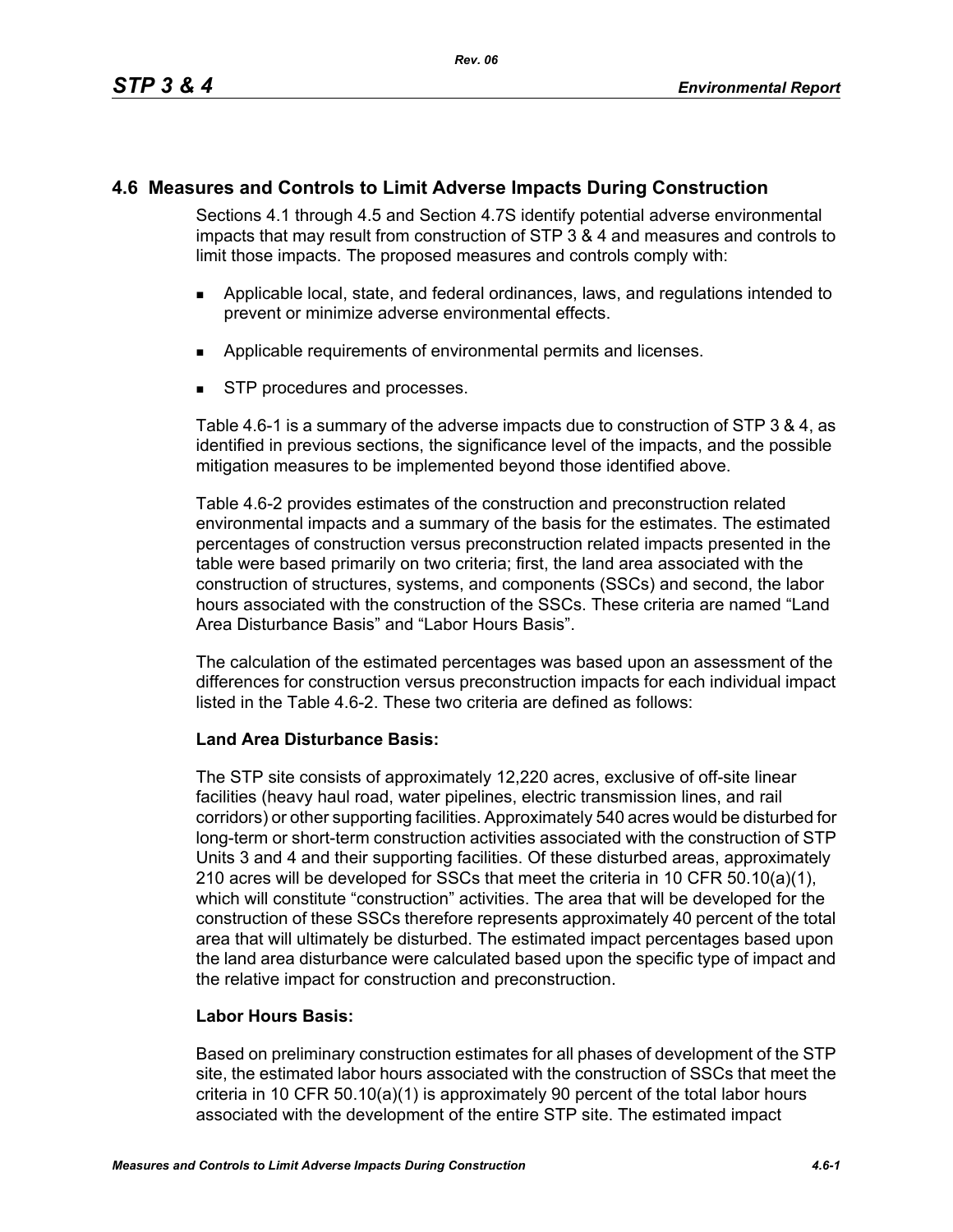## 4.6 Measures and Controls to Limit Adverse Impacts During Construction

Sections 4.1 through 4.5 and Section 4.7S identify potential adverse environmental impacts that may result from construction of STP 3 & 4 and measures and controls to limit those impacts. The proposed measures and controls comply with:

- Applicable local, state, and federal ordinances, laws, and regulations intended to prevent or minimize adverse environmental effects.
- Applicable requirements of environmental permits and licenses.
- STP procedures and processes.

Table 4.6-1 is a summary of the adverse impacts due to construction of STP 3 & 4, as identified in previous sections, the significance level of the impacts, and the possible mitigation measures to be implemented beyond those identified above.

Table 4.6-2 provides estimates of the construction and preconstruction related environmental impacts and a summary of the basis for the estimates. The estimated percentages of construction versus preconstruction related impacts presented in the table were based primarily on two criteria; first, the land area associated with the construction of structures, systems, and components (SSCs) and second, the labor hours associated with the construction of the SSCs. These criteria are named "Land Area Disturbance Basis" and "Labor Hours Basis".

The calculation of the estimated percentages was based upon an assessment of the differences for construction versus preconstruction impacts for each individual impact listed in the Table 4.6-2. These two criteria are defined as follows:

**Land Area Disturbance Basis:**

The STP site consists of approximately 12,220 acres, exclusive of off-site linear facilities (heavy haul road, water pipelines, electric transmission lines, and rail corridors) or other supporting facilities. Approximately 540 acres would be disturbed for long-term or short-term construction activities associated with the construction of STP Units 3 and 4 and their supporting facilities. Of these disturbed areas, approximately 210 acres will be developed for SSCs that meet the criteria in 10 CFR 50.10(a)(1), which will constitute "construction" activities. The area that will be developed for the construction of these SSCs therefore represents approximately 40 percent of the total area that will ultimately be disturbed. The estimated impact percentages based upon the land area disturbance were calculated based upon the specific type of impact and the relative impact for construction and preconstruction.

**Labor Hours Basis:**

Based on preliminary construction estimates for all phases of development of the STP site, the estimated labor hours associated with the construction of SSCs that meet the criteria in 10 CFR 50.10(a)(1) is approximately 90 percent of the total labor hours associated with the development of the entire STP site. The estimated impact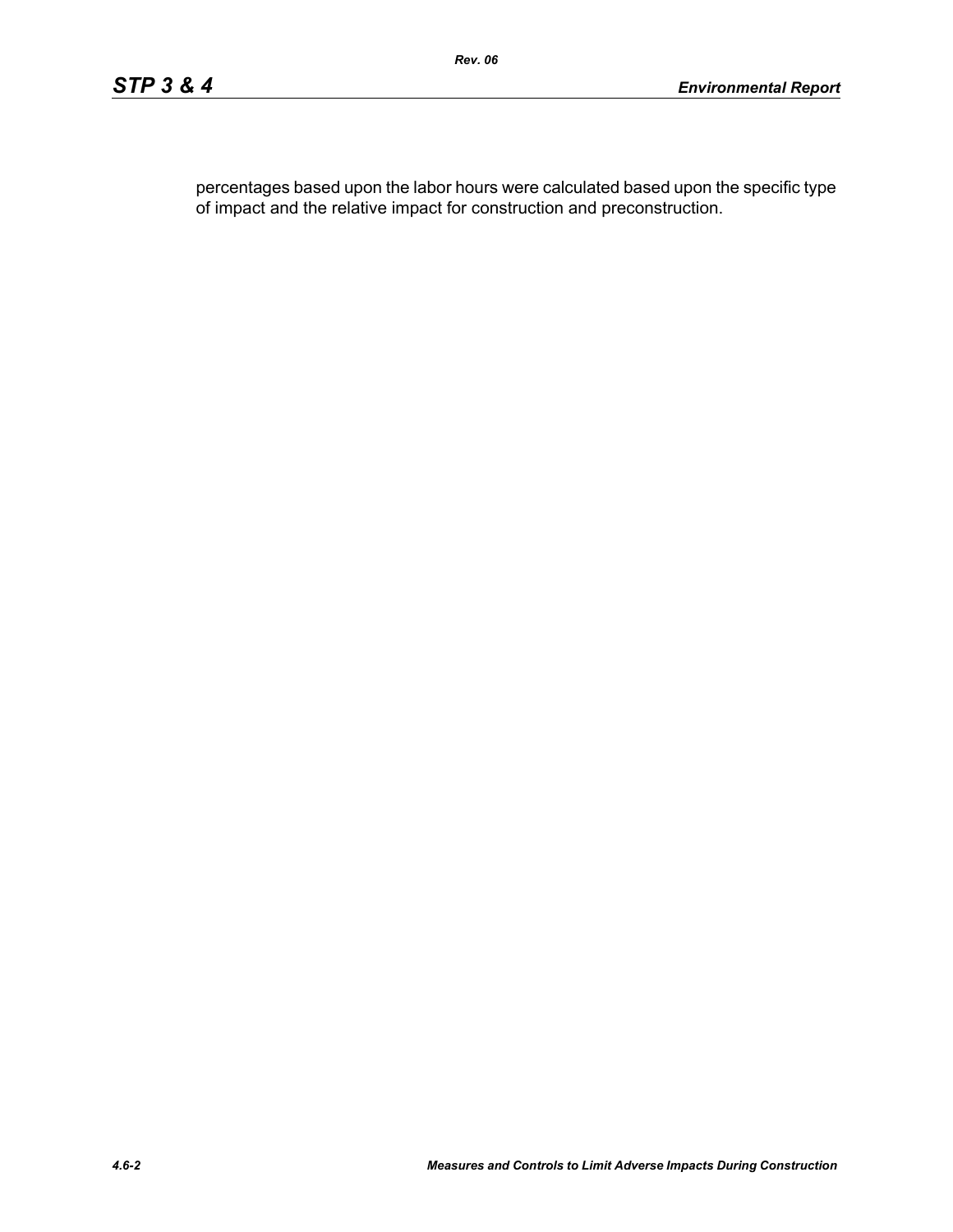percentages based upon the labor hours were calculated based upon the specific type of impact and the relative impact for construction and preconstruction.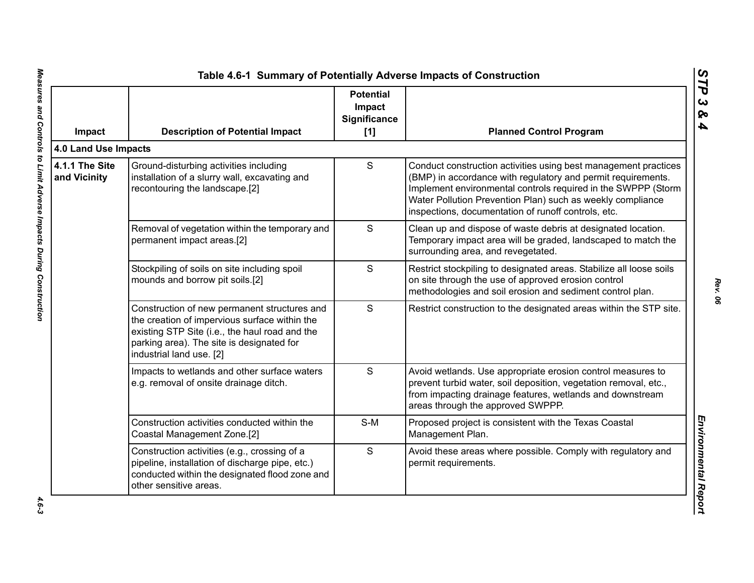# Table 4.6-1 Summary of Potentially Adverse Impacts of Construction

| Impact | Description of Potential Impact | Potential Impact Significance [1] | Planned Control Program |
|---|---|---|---|
| **4.0 Land Use Impacts** | | | |
| **4.1.1 The Site and Vicinity** | Ground-disturbing activities including installation of a slurry wall, excavating and recontouring the landscape.[2] | S | Conduct construction activities using best management practices (BMP) in accordance with regulatory and permit requirements. Implement environmental controls required in the SWPPP (Storm Water Pollution Prevention Plan) such as weekly compliance inspections, documentation of runoff controls, etc. |
| | Removal of vegetation within the temporary and permanent impact areas.[2] | S | Clean up and dispose of waste debris at designated location. Temporary impact area will be graded, landscaped to match the surrounding area, and revegetated. |
| | Stockpiling of soils on site including spoil mounds and borrow pit soils.[2] | S | Restrict stockpiling to designated areas. Stabilize all loose soils on site through the use of approved erosion control methodologies and soil erosion and sediment control plan. |
| | Construction of new permanent structures and the creation of impervious surface within the existing STP Site (i.e., the haul road and the parking area). The site is designated for industrial land use. [2] | S | Restrict construction to the designated areas within the STP site. |
| | Impacts to wetlands and other surface waters e.g. removal of onsite drainage ditch. | S | Avoid wetlands. Use appropriate erosion control measures to prevent turbid water, soil deposition, vegetation removal, etc., from impacting drainage features, wetlands and downstream areas through the approved SWPPP. |
| | Construction activities conducted within the Coastal Management Zone.[2] | S-M | Proposed project is consistent with the Texas Coastal Management Plan. |
| | Construction activities (e.g., crossing of a pipeline, installation of discharge pipe, etc.) conducted within the designated flood zone and other sensitive areas. | S | Avoid these areas where possible. Comply with regulatory and permit requirements. |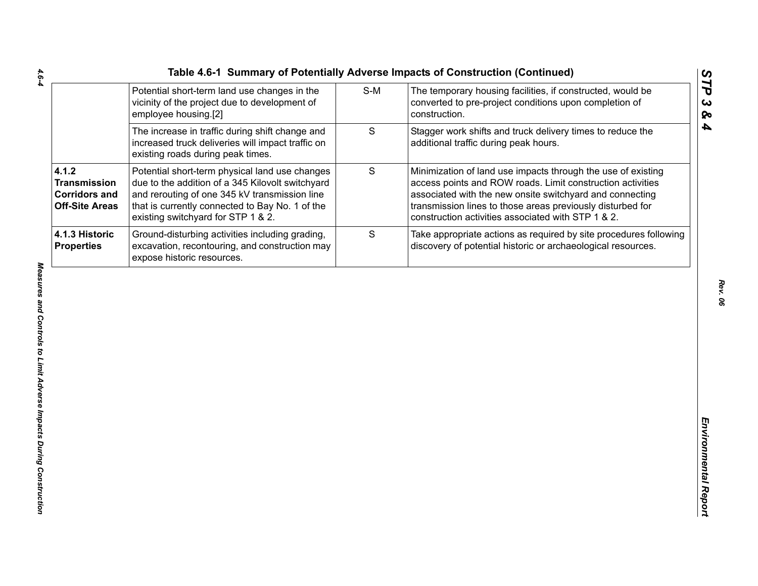**Table 4.6-1 Summary of Potentially Adverse Impacts of Construction (Continued)**

| | | | |
|---|---|---|---|
| | Potential short-term land use changes in the vicinity of the project due to development of employee housing.[2] | S-M | The temporary housing facilities, if constructed, would be converted to pre-project conditions upon completion of construction. |
| | The increase in traffic during shift change and increased truck deliveries will impact traffic on existing roads during peak times. | S | Stagger work shifts and truck delivery times to reduce the additional traffic during peak hours. |
| **4.1.2 Transmission Corridors and Off-Site Areas** | Potential short-term physical land use changes due to the addition of a 345 Kilovolt switchyard and rerouting of one 345 kV transmission line that is currently connected to Bay No. 1 of the existing switchyard for STP 1 & 2. | S | Minimization of land use impacts through the use of existing access points and ROW roads. Limit construction activities associated with the new onsite switchyard and connecting transmission lines to those areas previously disturbed for construction activities associated with STP 1 & 2. |
| **4.1.3 Historic Properties** | Ground-disturbing activities including grading, excavation, recontouring, and construction may expose historic resources. | S | Take appropriate actions as required by site procedures following discovery of potential historic or archaeological resources. |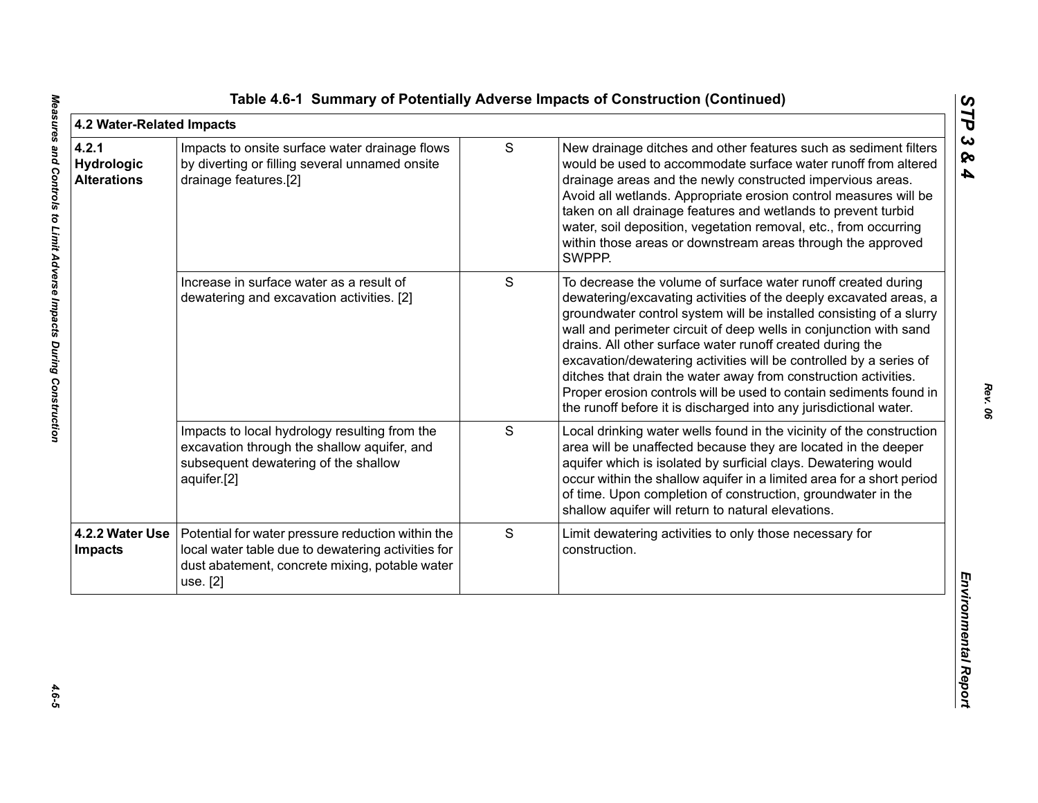## Table 4.6-1 Summary of Potentially Adverse Impacts of Construction (Continued)

| 4.2 Water-Related Impacts | | | |
|---|---|---|---|
| **4.2.1 Hydrologic Alterations** | Impacts to onsite surface water drainage flows by diverting or filling several unnamed onsite drainage features.[2] | S | New drainage ditches and other features such as sediment filters would be used to accommodate surface water runoff from altered drainage areas and the newly constructed impervious areas. Avoid all wetlands. Appropriate erosion control measures will be taken on all drainage features and wetlands to prevent turbid water, soil deposition, vegetation removal, etc., from occurring within those areas or downstream areas through the approved SWPPP. |
| | Increase in surface water as a result of dewatering and excavation activities. [2] | S | To decrease the volume of surface water runoff created during dewatering/excavating activities of the deeply excavated areas, a groundwater control system will be installed consisting of a slurry wall and perimeter circuit of deep wells in conjunction with sand drains. All other surface water runoff created during the excavation/dewatering activities will be controlled by a series of ditches that drain the water away from construction activities. Proper erosion controls will be used to contain sediments found in the runoff before it is discharged into any jurisdictional water. |
| | Impacts to local hydrology resulting from the excavation through the shallow aquifer, and subsequent dewatering of the shallow aquifer.[2] | S | Local drinking water wells found in the vicinity of the construction area will be unaffected because they are located in the deeper aquifer which is isolated by surficial clays. Dewatering would occur within the shallow aquifer in a limited area for a short period of time. Upon completion of construction, groundwater in the shallow aquifer will return to natural elevations. |
| **4.2.2 Water Use Impacts** | Potential for water pressure reduction within the local water table due to dewatering activities for dust abatement, concrete mixing, potable water use. [2] | S | Limit dewatering activities to only those necessary for construction. |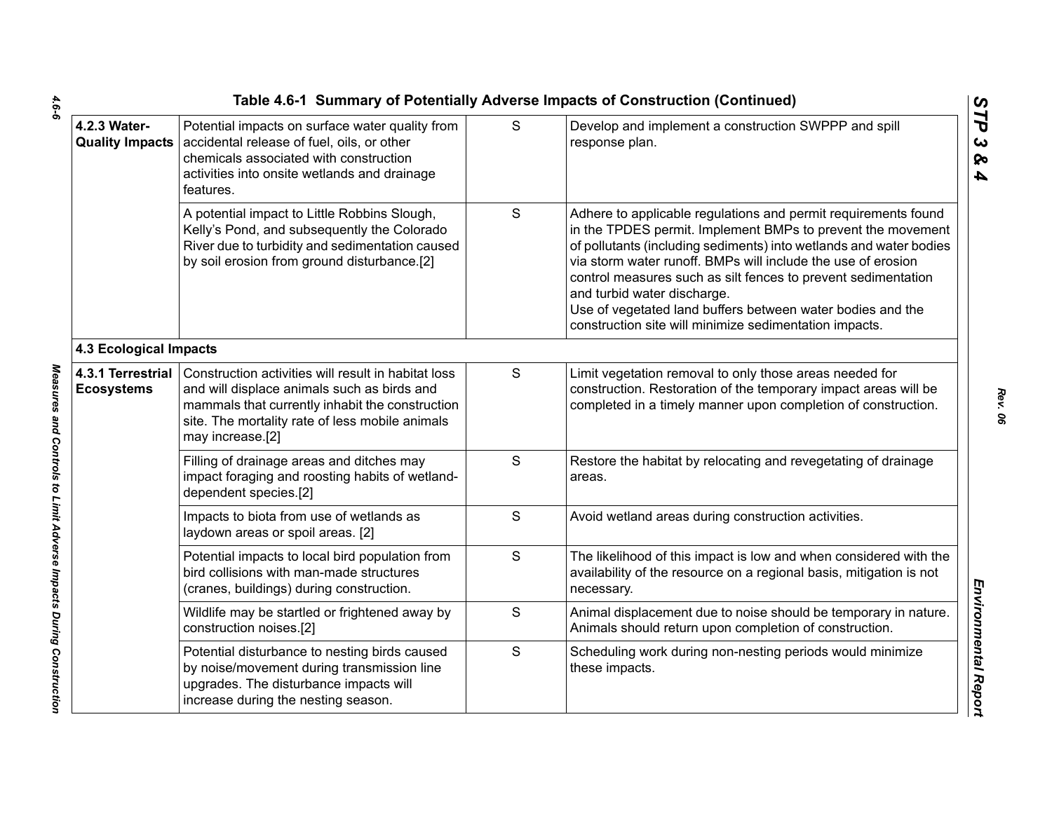Table 4.6-1 Summary of Potentially Adverse Impacts of Construction (Continued)

| | | | |
|---|---|---|---|
| **4.2.3 Water-Quality Impacts** | Potential impacts on surface water quality from accidental release of fuel, oils, or other chemicals associated with construction activities into onsite wetlands and drainage features. | S | Develop and implement a construction SWPPP and spill response plan. |
| | A potential impact to Little Robbins Slough, Kelly's Pond, and subsequently the Colorado River due to turbidity and sedimentation caused by soil erosion from ground disturbance.[2] | S | Adhere to applicable regulations and permit requirements found in the TPDES permit. Implement BMPs to prevent the movement of pollutants (including sediments) into wetlands and water bodies via storm water runoff. BMPs will include the use of erosion control measures such as silt fences to prevent sedimentation and turbid water discharge.<br>Use of vegetated land buffers between water bodies and the construction site will minimize sedimentation impacts. |
| **4.3 Ecological Impacts** | | | |
| **4.3.1 Terrestrial Ecosystems** | Construction activities will result in habitat loss and will displace animals such as birds and mammals that currently inhabit the construction site. The mortality rate of less mobile animals may increase.[2] | S | Limit vegetation removal to only those areas needed for construction. Restoration of the temporary impact areas will be completed in a timely manner upon completion of construction. |
| | Filling of drainage areas and ditches may impact foraging and roosting habits of wetland-dependent species.[2] | S | Restore the habitat by relocating and revegetating of drainage areas. |
| | Impacts to biota from use of wetlands as laydown areas or spoil areas. [2] | S | Avoid wetland areas during construction activities. |
| | Potential impacts to local bird population from bird collisions with man-made structures (cranes, buildings) during construction. | S | The likelihood of this impact is low and when considered with the availability of the resource on a regional basis, mitigation is not necessary. |
| | Wildlife may be startled or frightened away by construction noises.[2] | S | Animal displacement due to noise should be temporary in nature. Animals should return upon completion of construction. |
| | Potential disturbance to nesting birds caused by noise/movement during transmission line upgrades. The disturbance impacts will increase during the nesting season. | S | Scheduling work during non-nesting periods would minimize these impacts. |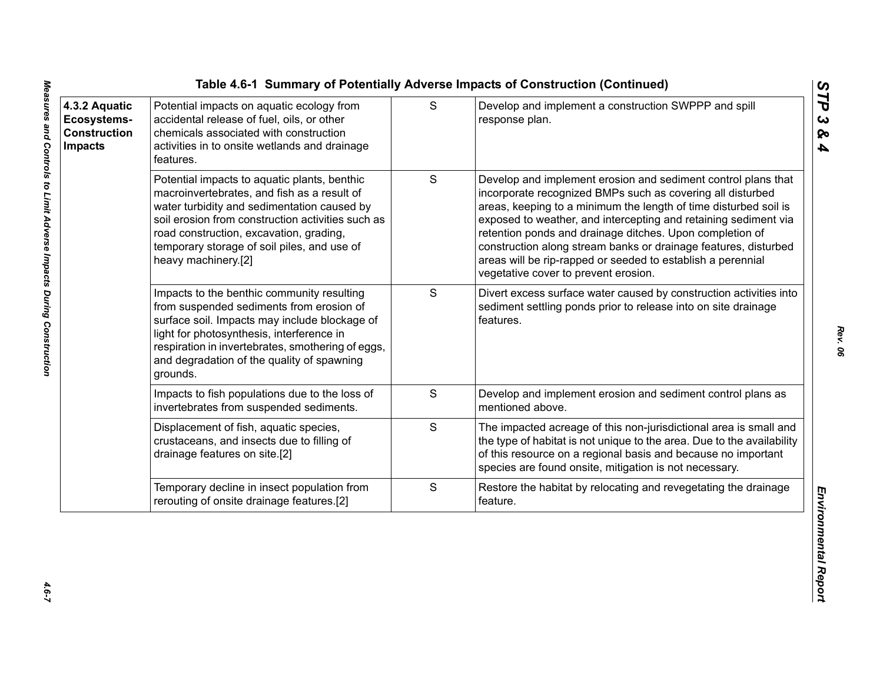**Table 4.6-1 Summary of Potentially Adverse Impacts of Construction (Continued)**

| | | | |
|---|---|---|---|
| **4.3.2 Aquatic Ecosystems-Construction Impacts** | Potential impacts on aquatic ecology from accidental release of fuel, oils, or other chemicals associated with construction activities in to onsite wetlands and drainage features. | S | Develop and implement a construction SWPPP and spill response plan. |
| | Potential impacts to aquatic plants, benthic macroinvertebrates, and fish as a result of water turbidity and sedimentation caused by soil erosion from construction activities such as road construction, excavation, grading, temporary storage of soil piles, and use of heavy machinery.[2] | S | Develop and implement erosion and sediment control plans that incorporate recognized BMPs such as covering all disturbed areas, keeping to a minimum the length of time disturbed soil is exposed to weather, and intercepting and retaining sediment via retention ponds and drainage ditches. Upon completion of construction along stream banks or drainage features, disturbed areas will be rip-rapped or seeded to establish a perennial vegetative cover to prevent erosion. |
| | Impacts to the benthic community resulting from suspended sediments from erosion of surface soil. Impacts may include blockage of light for photosynthesis, interference in respiration in invertebrates, smothering of eggs, and degradation of the quality of spawning grounds. | S | Divert excess surface water caused by construction activities into sediment settling ponds prior to release into on site drainage features. |
| | Impacts to fish populations due to the loss of invertebrates from suspended sediments. | S | Develop and implement erosion and sediment control plans as mentioned above. |
| | Displacement of fish, aquatic species, crustaceans, and insects due to filling of drainage features on site.[2] | S | The impacted acreage of this non-jurisdictional area is small and the type of habitat is not unique to the area. Due to the availability of this resource on a regional basis and because no important species are found onsite, mitigation is not necessary. |
| | Temporary decline in insect population from rerouting of onsite drainage features.[2] | S | Restore the habitat by relocating and revegetating the drainage feature. |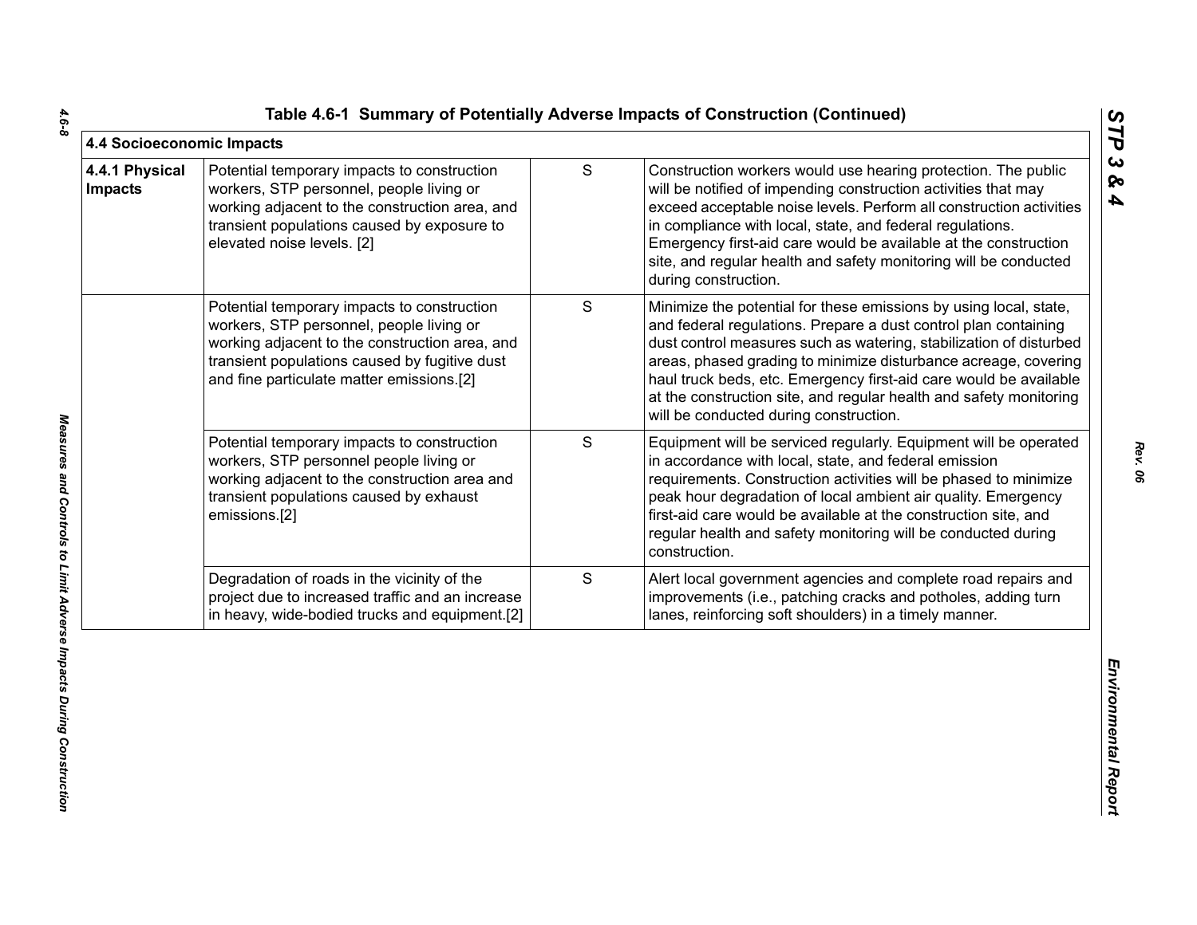Table 4.6-1 Summary of Potentially Adverse Impacts of Construction (Continued)

| 4.4 Socioeconomic Impacts | | | |
|---|---|---|---|
| **4.4.1 Physical Impacts** | Potential temporary impacts to construction workers, STP personnel, people living or working adjacent to the construction area, and transient populations caused by exposure to elevated noise levels. [2] | S | Construction workers would use hearing protection. The public will be notified of impending construction activities that may exceed acceptable noise levels. Perform all construction activities in compliance with local, state, and federal regulations. Emergency first-aid care would be available at the construction site, and regular health and safety monitoring will be conducted during construction. |
| | Potential temporary impacts to construction workers, STP personnel, people living or working adjacent to the construction area, and transient populations caused by fugitive dust and fine particulate matter emissions.[2] | S | Minimize the potential for these emissions by using local, state, and federal regulations. Prepare a dust control plan containing dust control measures such as watering, stabilization of disturbed areas, phased grading to minimize disturbance acreage, covering haul truck beds, etc. Emergency first-aid care would be available at the construction site, and regular health and safety monitoring will be conducted during construction. |
| | Potential temporary impacts to construction workers, STP personnel people living or working adjacent to the construction area and transient populations caused by exhaust emissions.[2] | S | Equipment will be serviced regularly. Equipment will be operated in accordance with local, state, and federal emission requirements. Construction activities will be phased to minimize peak hour degradation of local ambient air quality. Emergency first-aid care would be available at the construction site, and regular health and safety monitoring will be conducted during construction. |
| | Degradation of roads in the vicinity of the project due to increased traffic and an increase in heavy, wide-bodied trucks and equipment.[2] | S | Alert local government agencies and complete road repairs and improvements (i.e., patching cracks and potholes, adding turn lanes, reinforcing soft shoulders) in a timely manner. |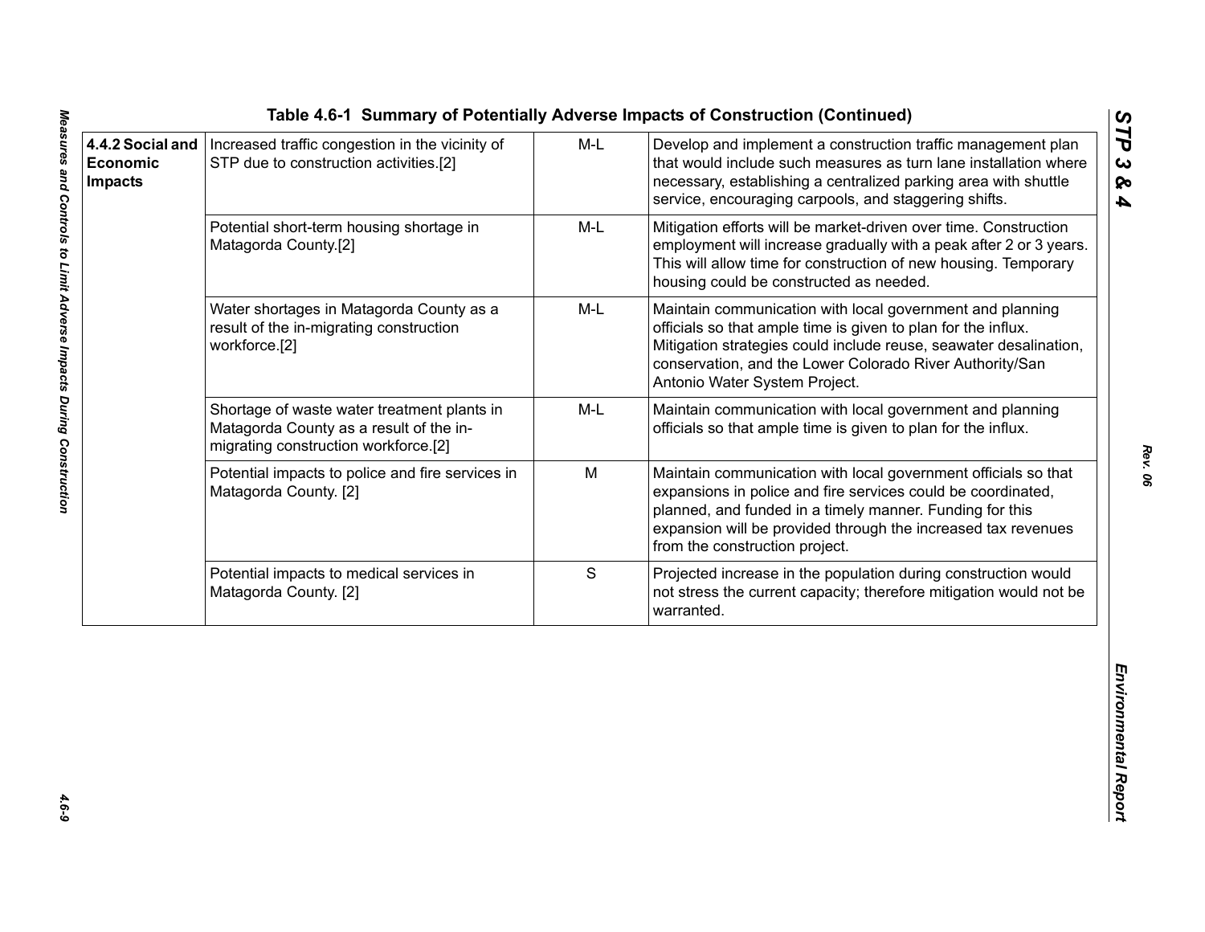Table 4.6-1 Summary of Potentially Adverse Impacts of Construction (Continued)

| | | | |
|---|---|---|---|
| **4.4.2 Social and Economic Impacts** | Increased traffic congestion in the vicinity of STP due to construction activities.[2] | M-L | Develop and implement a construction traffic management plan that would include such measures as turn lane installation where necessary, establishing a centralized parking area with shuttle service, encouraging carpools, and staggering shifts. |
| | Potential short-term housing shortage in Matagorda County.[2] | M-L | Mitigation efforts will be market-driven over time. Construction employment will increase gradually with a peak after 2 or 3 years. This will allow time for construction of new housing. Temporary housing could be constructed as needed. |
| | Water shortages in Matagorda County as a result of the in-migrating construction workforce.[2] | M-L | Maintain communication with local government and planning officials so that ample time is given to plan for the influx. Mitigation strategies could include reuse, seawater desalination, conservation, and the Lower Colorado River Authority/San Antonio Water System Project. |
| | Shortage of waste water treatment plants in Matagorda County as a result of the in-migrating construction workforce.[2] | M-L | Maintain communication with local government and planning officials so that ample time is given to plan for the influx. |
| | Potential impacts to police and fire services in Matagorda County. [2] | M | Maintain communication with local government officials so that expansions in police and fire services could be coordinated, planned, and funded in a timely manner. Funding for this expansion will be provided through the increased tax revenues from the construction project. |
| | Potential impacts to medical services in Matagorda County. [2] | S | Projected increase in the population during construction would not stress the current capacity; therefore mitigation would not be warranted. |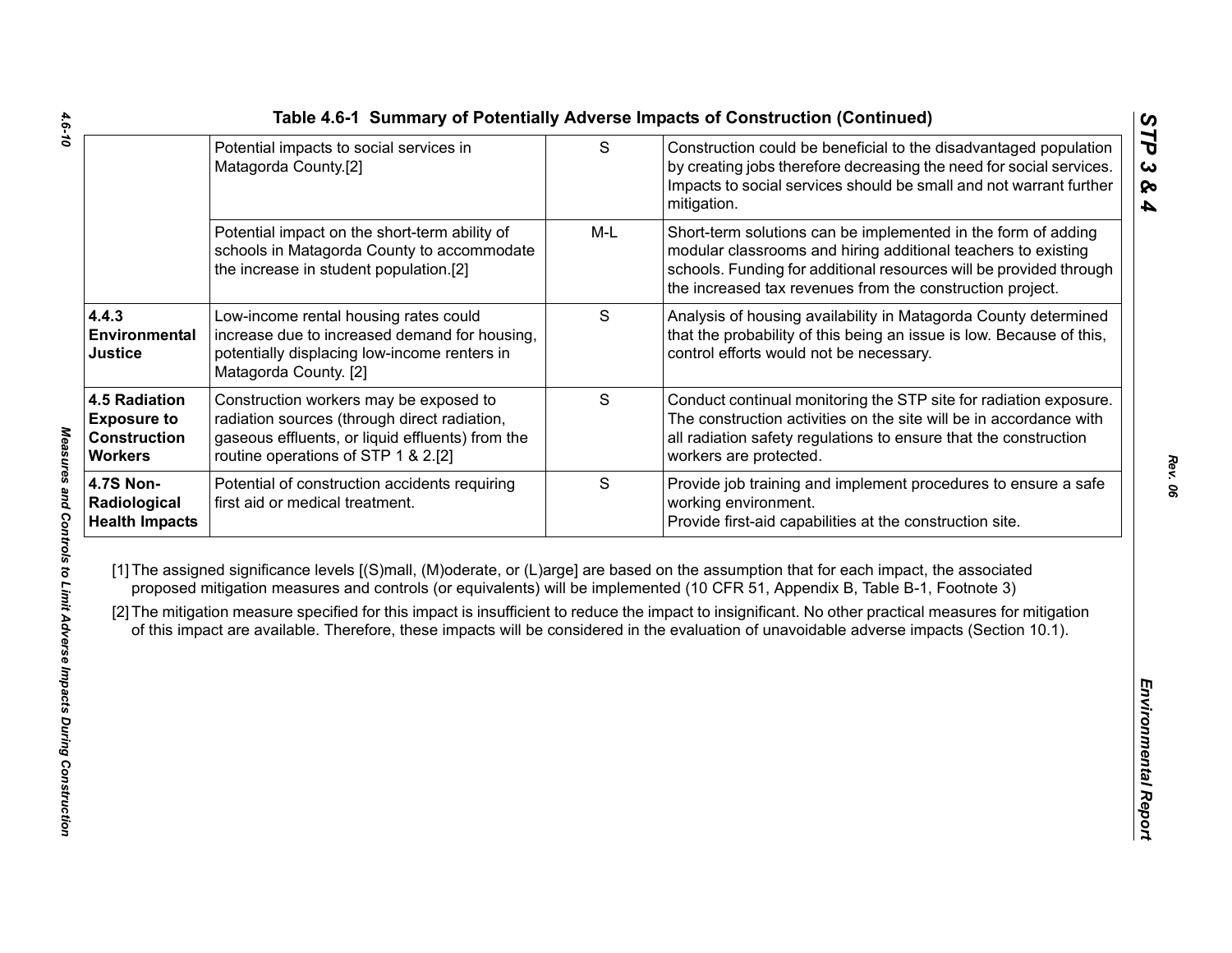**Table 4.6-1 Summary of Potentially Adverse Impacts of Construction (Continued)**

| | | | |
|---|---|---|---|
| | Potential impacts to social services in Matagorda County.[2] | S | Construction could be beneficial to the disadvantaged population by creating jobs therefore decreasing the need for social services. Impacts to social services should be small and not warrant further mitigation. |
| | Potential impact on the short-term ability of schools in Matagorda County to accommodate the increase in student population.[2] | M-L | Short-term solutions can be implemented in the form of adding modular classrooms and hiring additional teachers to existing schools. Funding for additional resources will be provided through the increased tax revenues from the construction project. |
| **4.4.3 Environmental Justice** | Low-income rental housing rates could increase due to increased demand for housing, potentially displacing low-income renters in Matagorda County. [2] | S | Analysis of housing availability in Matagorda County determined that the probability of this being an issue is low. Because of this, control efforts would not be necessary. |
| **4.5 Radiation Exposure to Construction Workers** | Construction workers may be exposed to radiation sources (through direct radiation, gaseous effluents, or liquid effluents) from the routine operations of STP 1 & 2.[2] | S | Conduct continual monitoring the STP site for radiation exposure. The construction activities on the site will be in accordance with all radiation safety regulations to ensure that the construction workers are protected. |
| **4.7S Non-Radiological Health Impacts** | Potential of construction accidents requiring first aid or medical treatment. | S | Provide job training and implement procedures to ensure a safe working environment.<br>Provide first-aid capabilities at the construction site. |

[1] The assigned significance levels [(S)mall, (M)oderate, or (L)arge] are based on the assumption that for each impact, the associated proposed mitigation measures and controls (or equivalents) will be implemented (10 CFR 51, Appendix B, Table B-1, Footnote 3)

[2] The mitigation measure specified for this impact is insufficient to reduce the impact to insignificant. No other practical measures for mitigation of this impact are available. Therefore, these impacts will be considered in the evaluation of unavoidable adverse impacts (Section 10.1).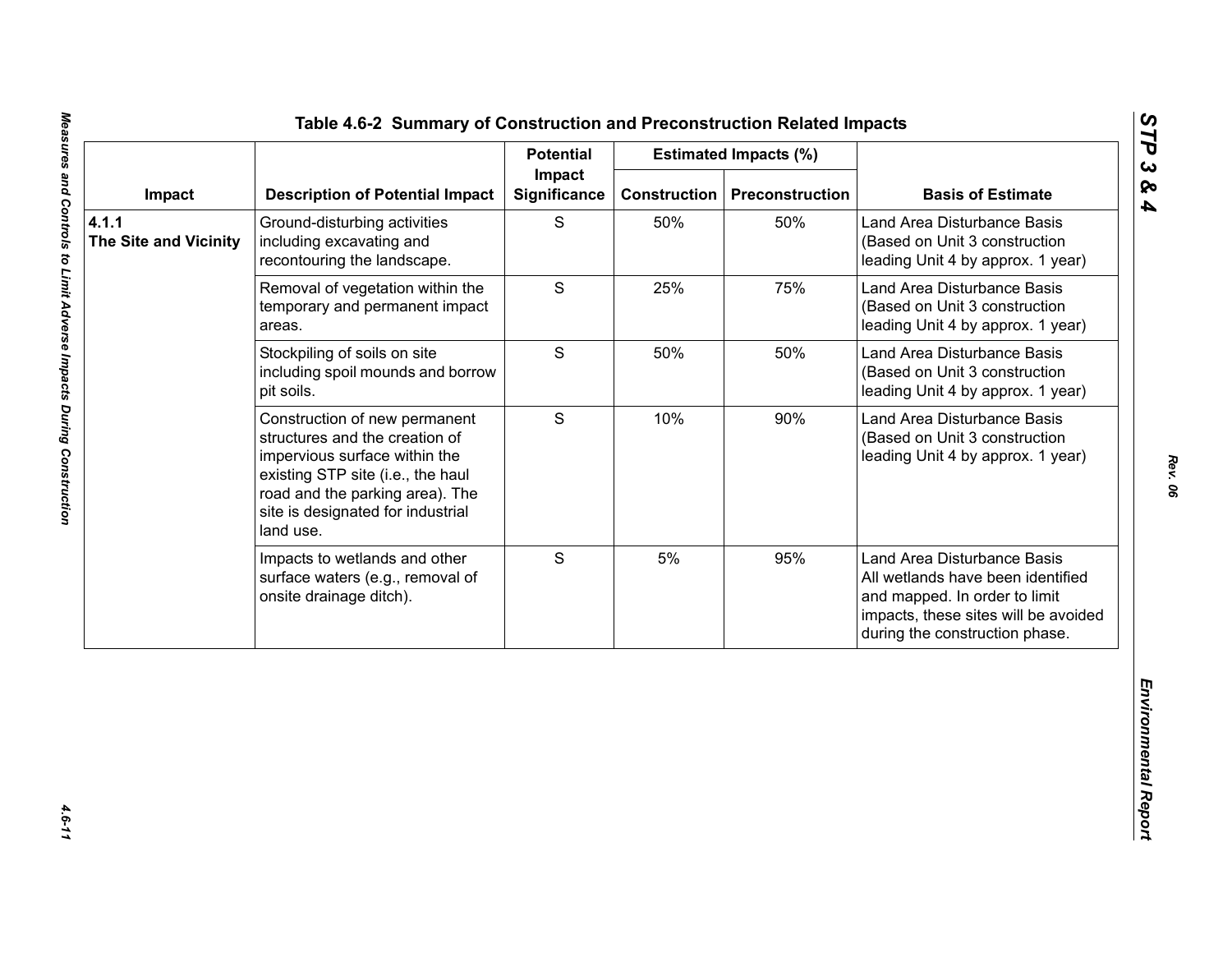## Table 4.6-2 Summary of Construction and Preconstruction Related Impacts

| Impact | Description of Potential Impact | Potential Impact Significance | Estimated Impacts (%) | | Basis of Estimate |
|---|---|---|---|---|---|
| | | | Construction | Preconstruction | |
| **4.1.1 The Site and Vicinity** | Ground-disturbing activities including excavating and recontouring the landscape. | S | 50% | 50% | Land Area Disturbance Basis (Based on Unit 3 construction leading Unit 4 by approx. 1 year) |
| | Removal of vegetation within the temporary and permanent impact areas. | S | 25% | 75% | Land Area Disturbance Basis (Based on Unit 3 construction leading Unit 4 by approx. 1 year) |
| | Stockpiling of soils on site including spoil mounds and borrow pit soils. | S | 50% | 50% | Land Area Disturbance Basis (Based on Unit 3 construction leading Unit 4 by approx. 1 year) |
| | Construction of new permanent structures and the creation of impervious surface within the existing STP site (i.e., the haul road and the parking area). The site is designated for industrial land use. | S | 10% | 90% | Land Area Disturbance Basis (Based on Unit 3 construction leading Unit 4 by approx. 1 year) |
| | Impacts to wetlands and other surface waters (e.g., removal of onsite drainage ditch). | S | 5% | 95% | Land Area Disturbance Basis All wetlands have been identified and mapped. In order to limit impacts, these sites will be avoided during the construction phase. |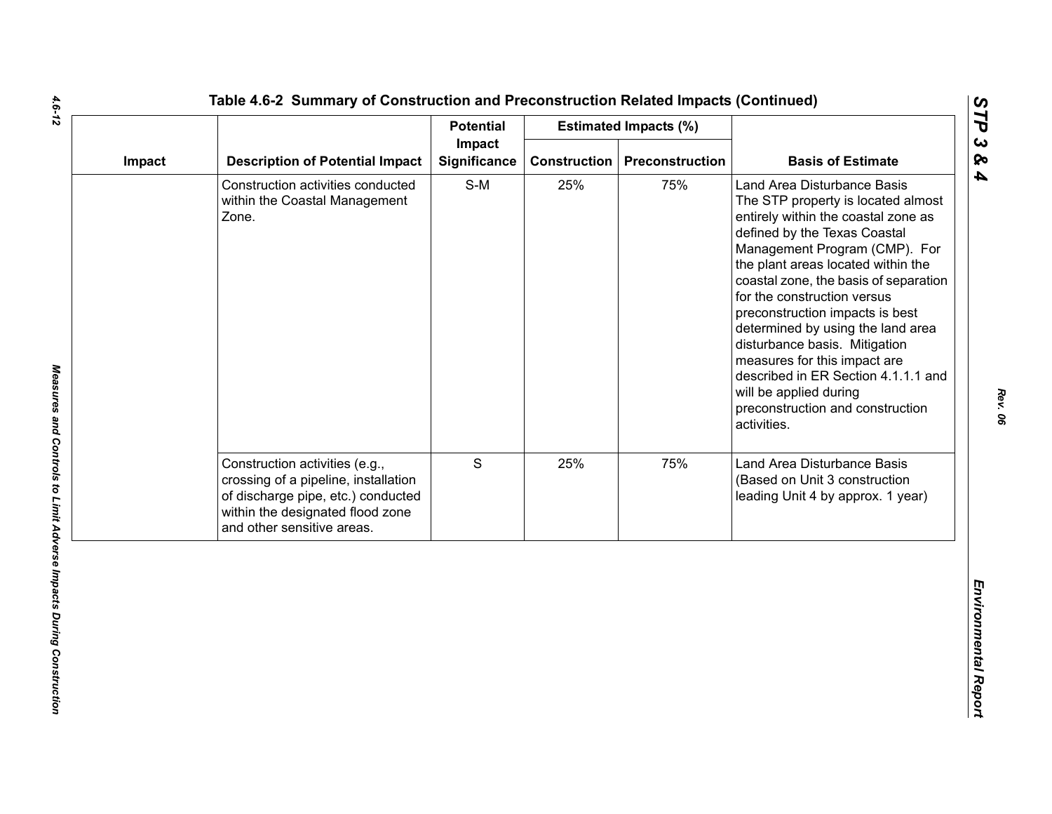Table 4.6-2 Summary of Construction and Preconstruction Related Impacts (Continued)

| Impact | Description of Potential Impact | Potential Impact Significance | Estimated Impacts (%) | | Basis of Estimate |
|---|---|---|---|---|---|
| | | | Construction | Preconstruction | |
| | Construction activities conducted within the Coastal Management Zone. | S-M | 25% | 75% | Land Area Disturbance Basis The STP property is located almost entirely within the coastal zone as defined by the Texas Coastal Management Program (CMP). For the plant areas located within the coastal zone, the basis of separation for the construction versus preconstruction impacts is best determined by using the land area disturbance basis. Mitigation measures for this impact are described in ER Section 4.1.1.1 and will be applied during preconstruction and construction activities. |
| | Construction activities (e.g., crossing of a pipeline, installation of discharge pipe, etc.) conducted within the designated flood zone and other sensitive areas. | S | 25% | 75% | Land Area Disturbance Basis (Based on Unit 3 construction leading Unit 4 by approx. 1 year) |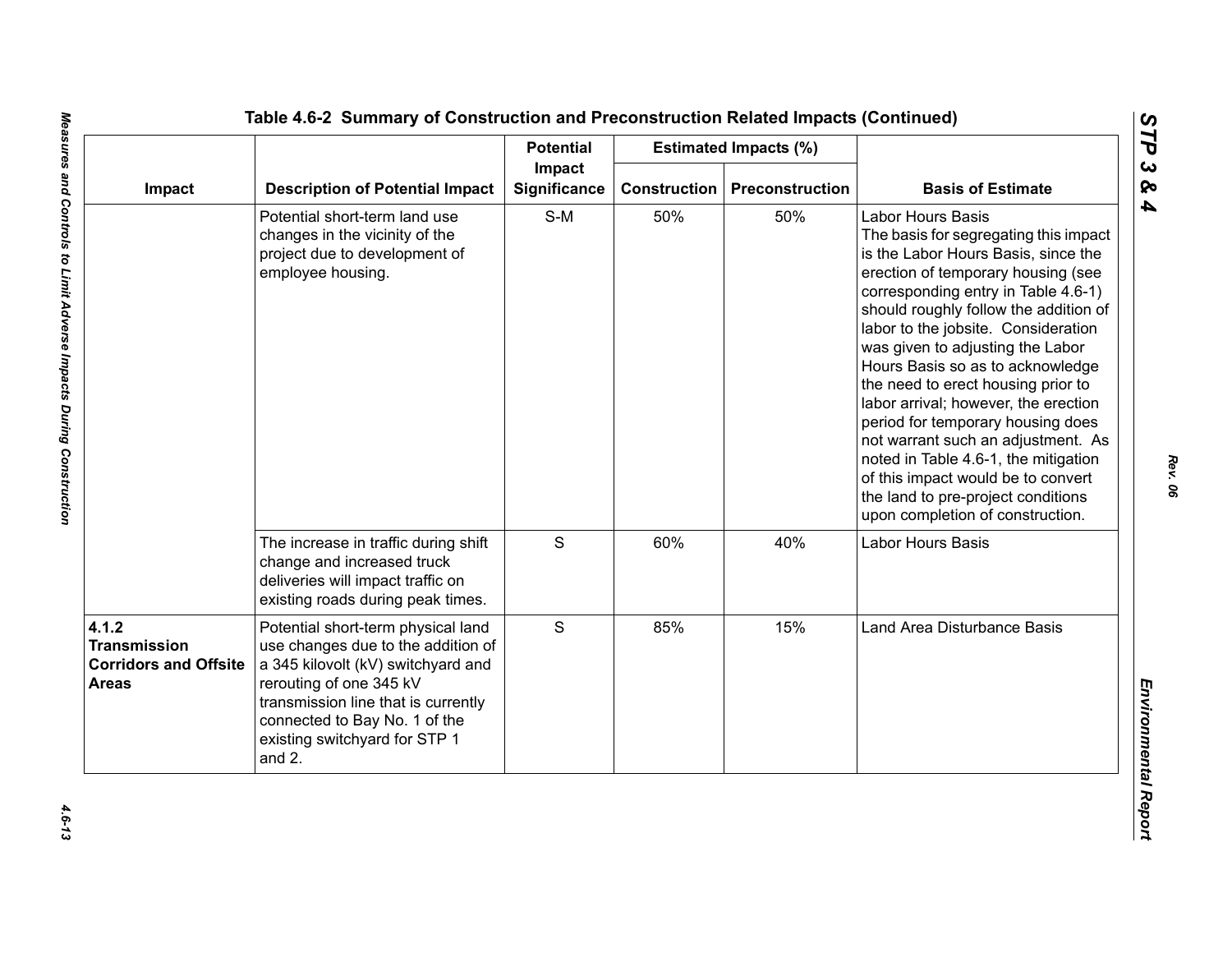## Table 4.6-2 Summary of Construction and Preconstruction Related Impacts (Continued)

| Impact | Description of Potential Impact | Potential Impact Significance | Estimated Impacts (%) | | Basis of Estimate |
|---|---|---|---|---|---|
| | | | Construction | Preconstruction | |
| | Potential short-term land use changes in the vicinity of the project due to development of employee housing. | S-M | 50% | 50% | Labor Hours Basis<br>The basis for segregating this impact is the Labor Hours Basis, since the erection of temporary housing (see corresponding entry in Table 4.6-1) should roughly follow the addition of labor to the jobsite. Consideration was given to adjusting the Labor Hours Basis so as to acknowledge the need to erect housing prior to labor arrival; however, the erection period for temporary housing does not warrant such an adjustment. As noted in Table 4.6-1, the mitigation of this impact would be to convert the land to pre-project conditions upon completion of construction. |
| | The increase in traffic during shift change and increased truck deliveries will impact traffic on existing roads during peak times. | S | 60% | 40% | Labor Hours Basis |
| **4.1.2 Transmission Corridors and Offsite Areas** | Potential short-term physical land use changes due to the addition of a 345 kilovolt (kV) switchyard and rerouting of one 345 kV transmission line that is currently connected to Bay No. 1 of the existing switchyard for STP 1 and 2. | S | 85% | 15% | Land Area Disturbance Basis |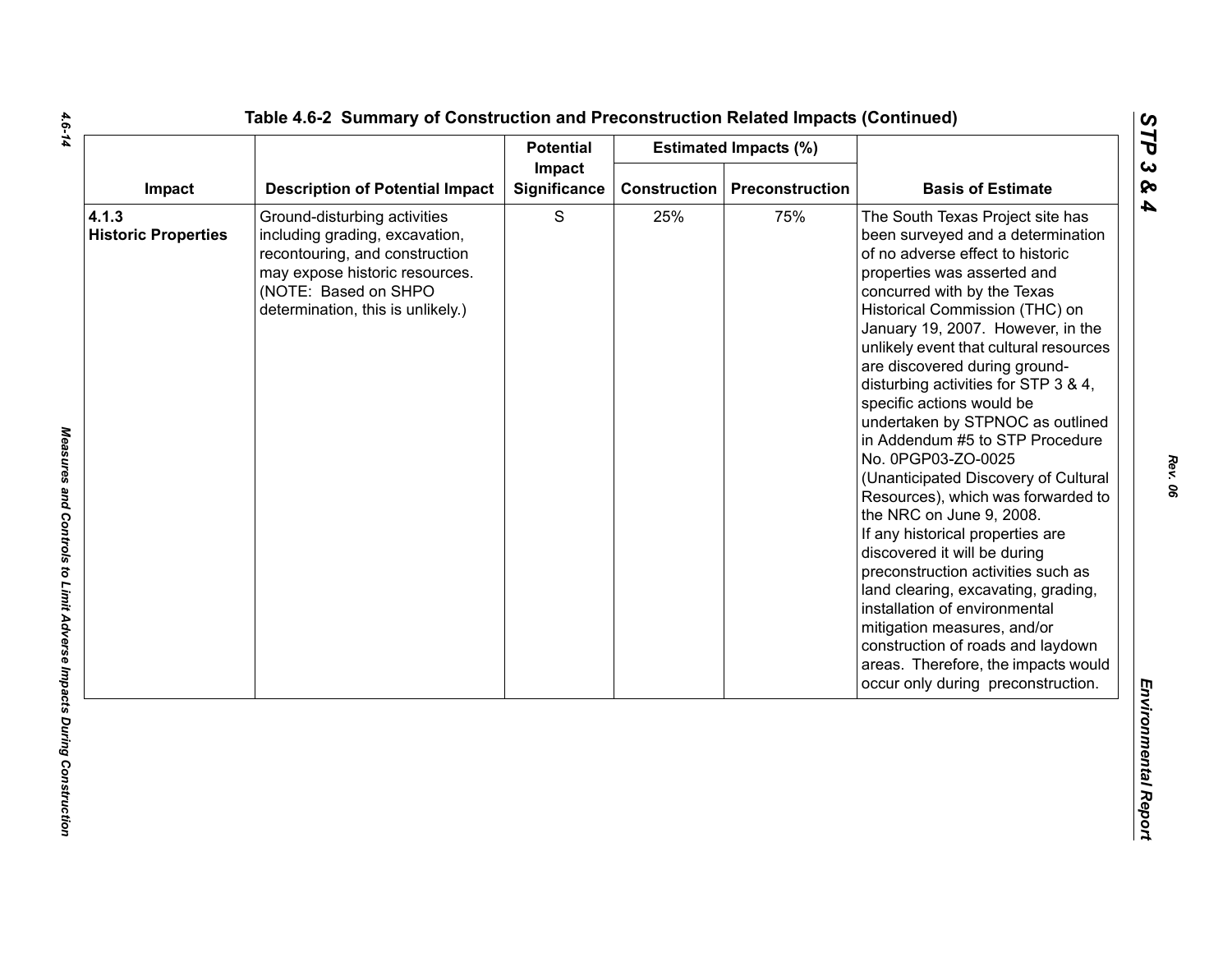**Table 4.6-2 Summary of Construction and Preconstruction Related Impacts (Continued)**

| Impact | Description of Potential Impact | Potential Impact Significance | Estimated Impacts (%) | | Basis of Estimate |
|---|---|---|---|---|---|
| | | | Construction | Preconstruction | |
| **4.1.3 Historic Properties** | Ground-disturbing activities including grading, excavation, recontouring, and construction may expose historic resources. (NOTE: Based on SHPO determination, this is unlikely.) | S | 25% | 75% | The South Texas Project site has been surveyed and a determination of no adverse effect to historic properties was asserted and concurred with by the Texas Historical Commission (THC) on January 19, 2007. However, in the unlikely event that cultural resources are discovered during ground-disturbing activities for STP 3 & 4, specific actions would be undertaken by STPNOC as outlined in Addendum #5 to STP Procedure No. 0PGP03-ZO-0025 (Unanticipated Discovery of Cultural Resources), which was forwarded to the NRC on June 9, 2008. If any historical properties are discovered it will be during preconstruction activities such as land clearing, excavating, grading, installation of environmental mitigation measures, and/or construction of roads and laydown areas. Therefore, the impacts would occur only during preconstruction. |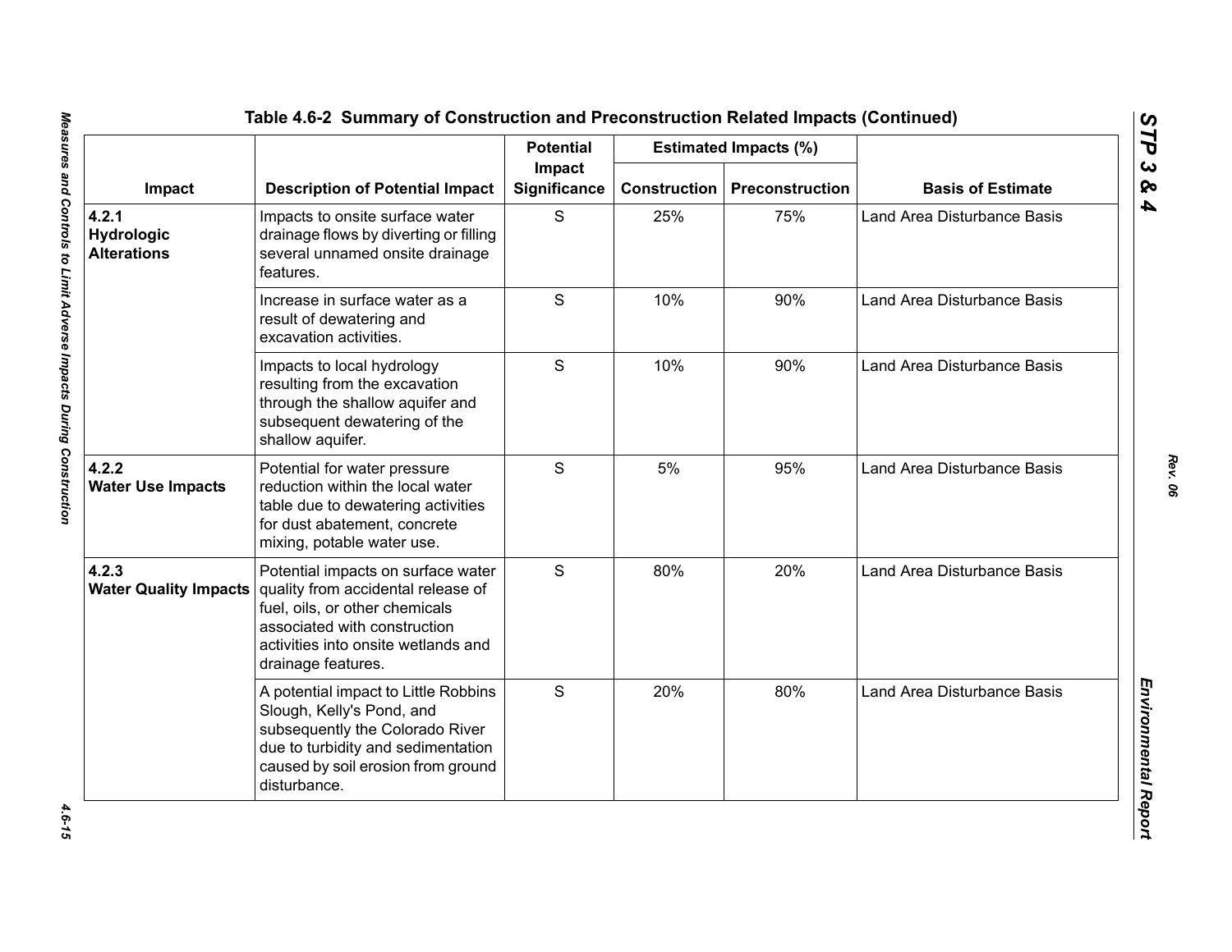## Table 4.6-2 Summary of Construction and Preconstruction Related Impacts (Continued)

| Impact | Description of Potential Impact | Potential Impact Significance | Estimated Impacts (%) | | Basis of Estimate |
|---|---|---|---|---|---|
| | | | Construction | Preconstruction | |
| **4.2.1 Hydrologic Alterations** | Impacts to onsite surface water drainage flows by diverting or filling several unnamed onsite drainage features. | S | 25% | 75% | Land Area Disturbance Basis |
| | Increase in surface water as a result of dewatering and excavation activities. | S | 10% | 90% | Land Area Disturbance Basis |
| | Impacts to local hydrology resulting from the excavation through the shallow aquifer and subsequent dewatering of the shallow aquifer. | S | 10% | 90% | Land Area Disturbance Basis |
| **4.2.2 Water Use Impacts** | Potential for water pressure reduction within the local water table due to dewatering activities for dust abatement, concrete mixing, potable water use. | S | 5% | 95% | Land Area Disturbance Basis |
| **4.2.3 Water Quality Impacts** | Potential impacts on surface water quality from accidental release of fuel, oils, or other chemicals associated with construction activities into onsite wetlands and drainage features. | S | 80% | 20% | Land Area Disturbance Basis |
| | A potential impact to Little Robbins Slough, Kelly's Pond, and subsequently the Colorado River due to turbidity and sedimentation caused by soil erosion from ground disturbance. | S | 20% | 80% | Land Area Disturbance Basis |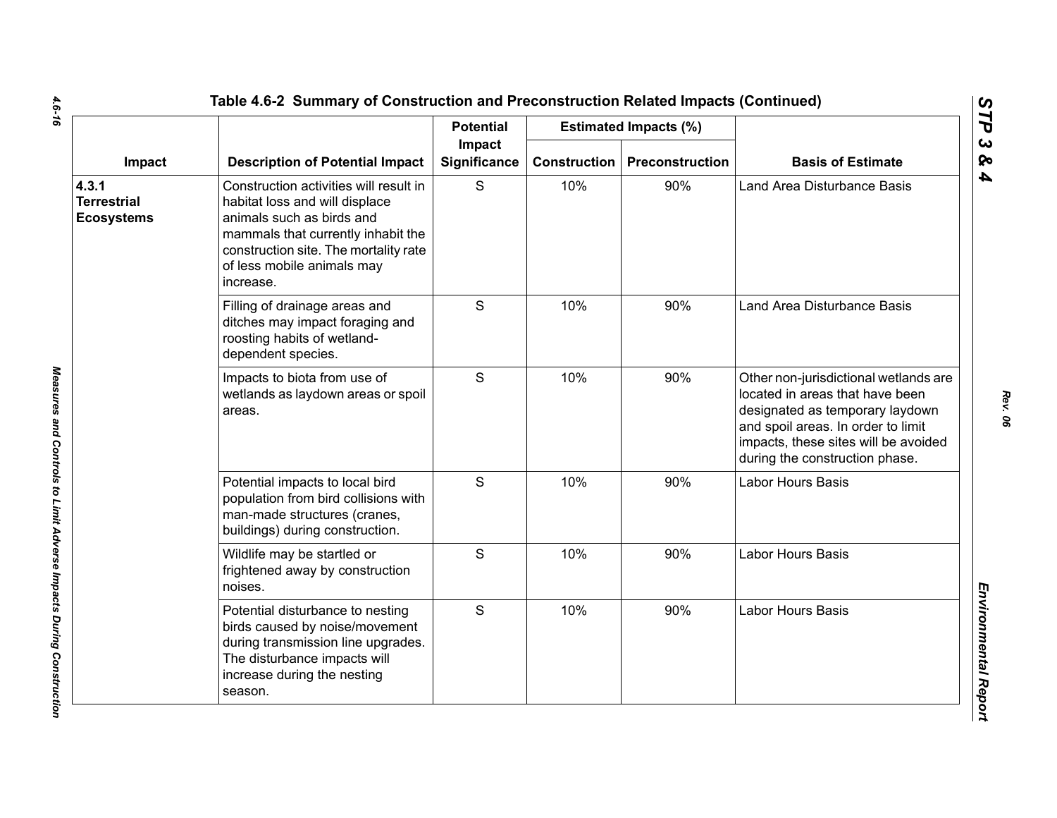## Table 4.6-2 Summary of Construction and Preconstruction Related Impacts (Continued)

| Impact | Description of Potential Impact | Potential Impact Significance | Estimated Impacts (%) | | Basis of Estimate |
|---|---|---|---|---|---|
| | | | Construction | Preconstruction | |
| **4.3.1 Terrestrial Ecosystems** | Construction activities will result in habitat loss and will displace animals such as birds and mammals that currently inhabit the construction site. The mortality rate of less mobile animals may increase. | S | 10% | 90% | Land Area Disturbance Basis |
| | Filling of drainage areas and ditches may impact foraging and roosting habits of wetland-dependent species. | S | 10% | 90% | Land Area Disturbance Basis |
| | Impacts to biota from use of wetlands as laydown areas or spoil areas. | S | 10% | 90% | Other non-jurisdictional wetlands are located in areas that have been designated as temporary laydown and spoil areas. In order to limit impacts, these sites will be avoided during the construction phase. |
| | Potential impacts to local bird population from bird collisions with man-made structures (cranes, buildings) during construction. | S | 10% | 90% | Labor Hours Basis |
| | Wildlife may be startled or frightened away by construction noises. | S | 10% | 90% | Labor Hours Basis |
| | Potential disturbance to nesting birds caused by noise/movement during transmission line upgrades. The disturbance impacts will increase during the nesting season. | S | 10% | 90% | Labor Hours Basis |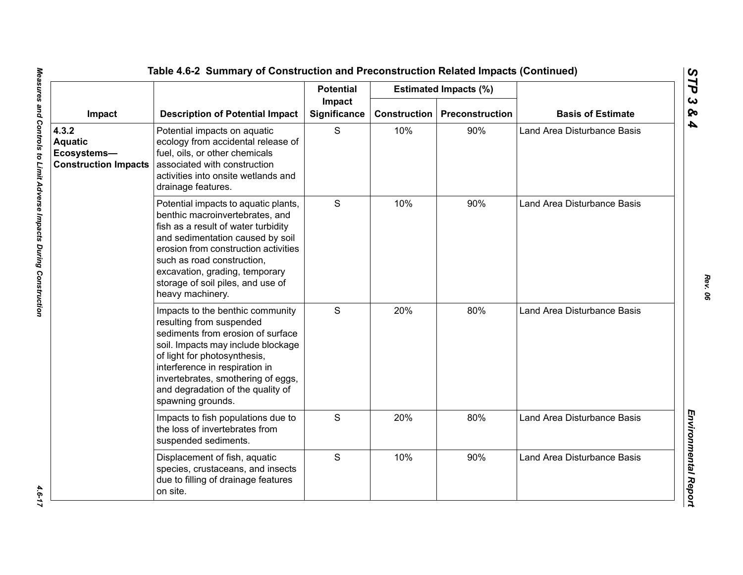## Table 4.6-2 Summary of Construction and Preconstruction Related Impacts (Continued)

| Impact | Description of Potential Impact | Potential Impact Significance | Estimated Impacts (%) | | Basis of Estimate |
|---|---|---|---|---|---|
| | | | Construction | Preconstruction | |
| **4.3.2 Aquatic Ecosystems—Construction Impacts** | Potential impacts on aquatic ecology from accidental release of fuel, oils, or other chemicals associated with construction activities into onsite wetlands and drainage features. | S | 10% | 90% | Land Area Disturbance Basis |
| | Potential impacts to aquatic plants, benthic macroinvertebrates, and fish as a result of water turbidity and sedimentation caused by soil erosion from construction activities such as road construction, excavation, grading, temporary storage of soil piles, and use of heavy machinery. | S | 10% | 90% | Land Area Disturbance Basis |
| | Impacts to the benthic community resulting from suspended sediments from erosion of surface soil. Impacts may include blockage of light for photosynthesis, interference in respiration in invertebrates, smothering of eggs, and degradation of the quality of spawning grounds. | S | 20% | 80% | Land Area Disturbance Basis |
| | Impacts to fish populations due to the loss of invertebrates from suspended sediments. | S | 20% | 80% | Land Area Disturbance Basis |
| | Displacement of fish, aquatic species, crustaceans, and insects due to filling of drainage features on site. | S | 10% | 90% | Land Area Disturbance Basis |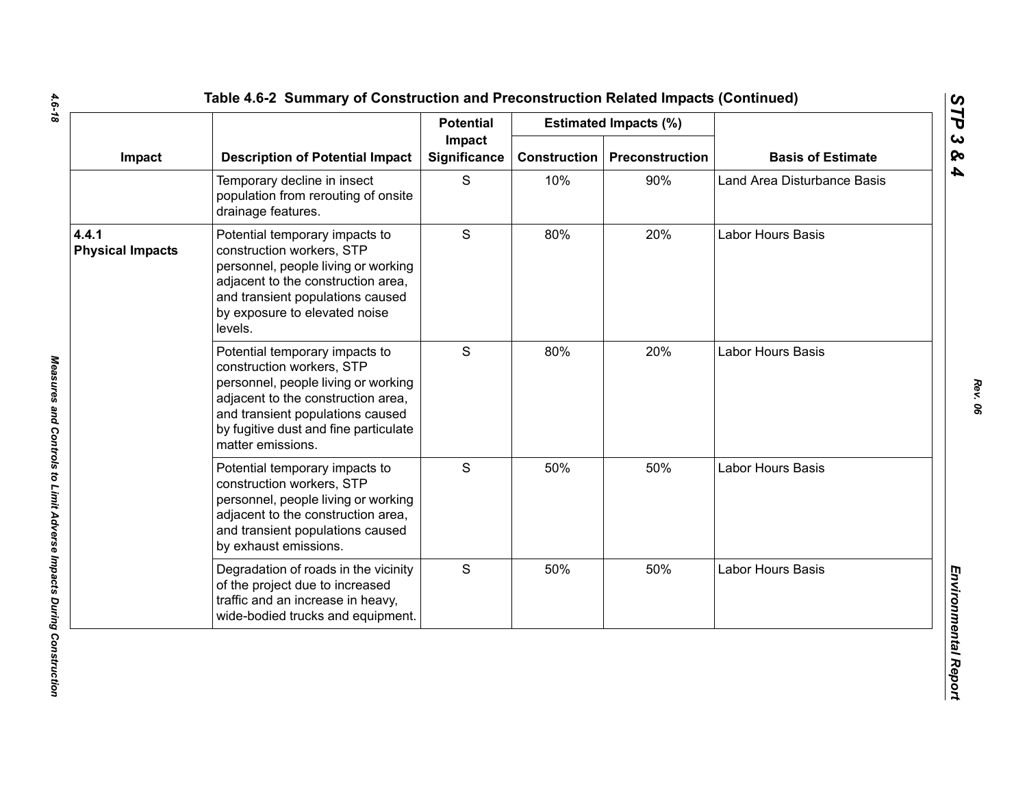Table 4.6-2 Summary of Construction and Preconstruction Related Impacts (Continued)

| Impact | Description of Potential Impact | Potential Impact Significance | Estimated Impacts (%) | | Basis of Estimate |
|---|---|---|---|---|---|
| | | | Construction | Preconstruction | |
| | Temporary decline in insect population from rerouting of onsite drainage features. | S | 10% | 90% | Land Area Disturbance Basis |
| **4.4.1 Physical Impacts** | Potential temporary impacts to construction workers, STP personnel, people living or working adjacent to the construction area, and transient populations caused by exposure to elevated noise levels. | S | 80% | 20% | Labor Hours Basis |
| | Potential temporary impacts to construction workers, STP personnel, people living or working adjacent to the construction area, and transient populations caused by fugitive dust and fine particulate matter emissions. | S | 80% | 20% | Labor Hours Basis |
| | Potential temporary impacts to construction workers, STP personnel, people living or working adjacent to the construction area, and transient populations caused by exhaust emissions. | S | 50% | 50% | Labor Hours Basis |
| | Degradation of roads in the vicinity of the project due to increased traffic and an increase in heavy, wide-bodied trucks and equipment. | S | 50% | 50% | Labor Hours Basis |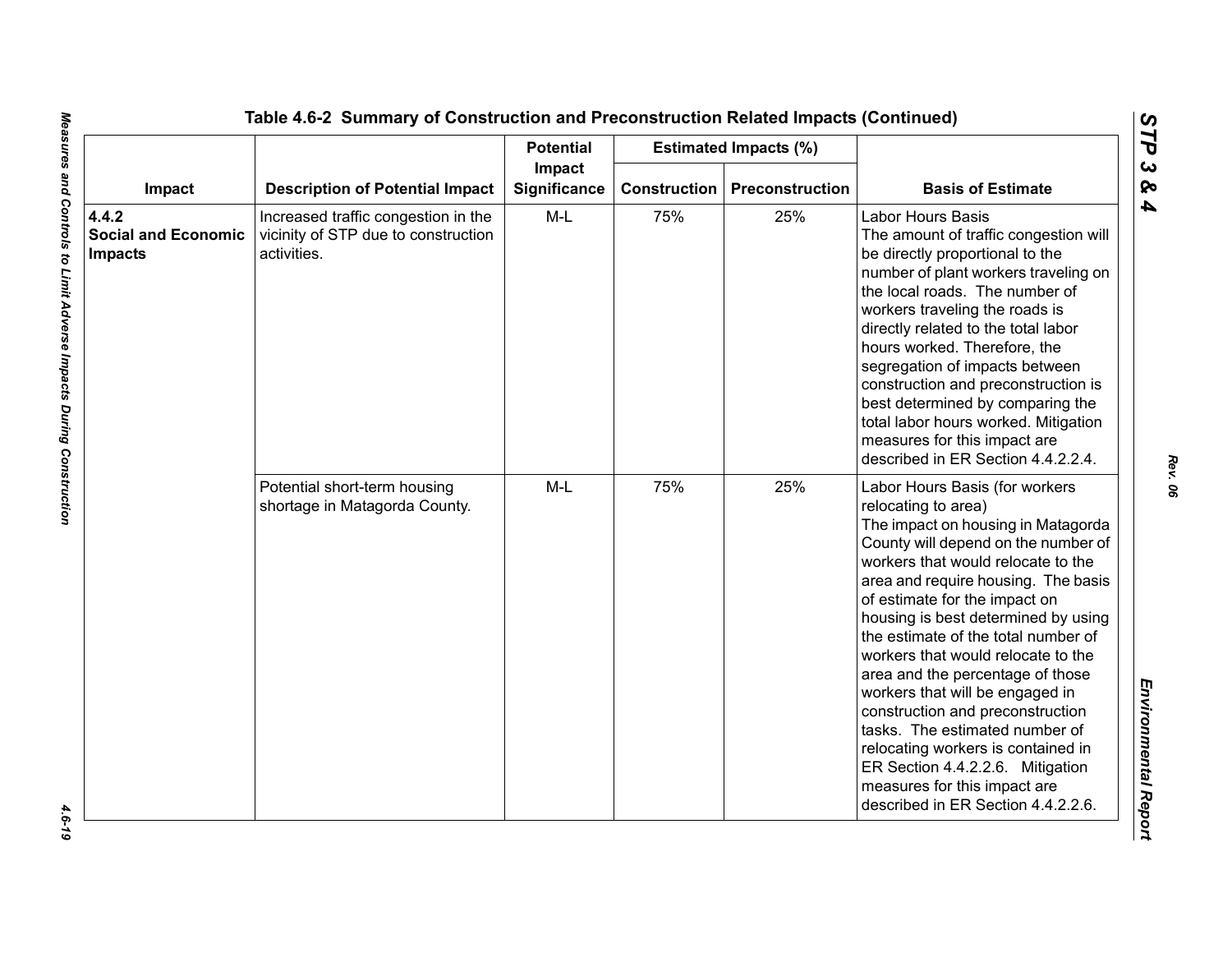Table 4.6-2 Summary of Construction and Preconstruction Related Impacts (Continued)

| Impact | Description of Potential Impact | Potential Impact Significance | Estimated Impacts (%) | | Basis of Estimate |
|---|---|---|---|---|---|
| | | | Construction | Preconstruction | |
| **4.4.2 Social and Economic Impacts** | Increased traffic congestion in the vicinity of STP due to construction activities. | M-L | 75% | 25% | Labor Hours Basis The amount of traffic congestion will be directly proportional to the number of plant workers traveling on the local roads. The number of workers traveling the roads is directly related to the total labor hours worked. Therefore, the segregation of impacts between construction and preconstruction is best determined by comparing the total labor hours worked. Mitigation measures for this impact are described in ER Section 4.4.2.2.4. |
| | Potential short-term housing shortage in Matagorda County. | M-L | 75% | 25% | Labor Hours Basis (for workers relocating to area) The impact on housing in Matagorda County will depend on the number of workers that would relocate to the area and require housing. The basis of estimate for the impact on housing is best determined by using the estimate of the total number of workers that would relocate to the area and the percentage of those workers that will be engaged in construction and preconstruction tasks. The estimated number of relocating workers is contained in ER Section 4.4.2.2.6. Mitigation measures for this impact are described in ER Section 4.4.2.2.6. |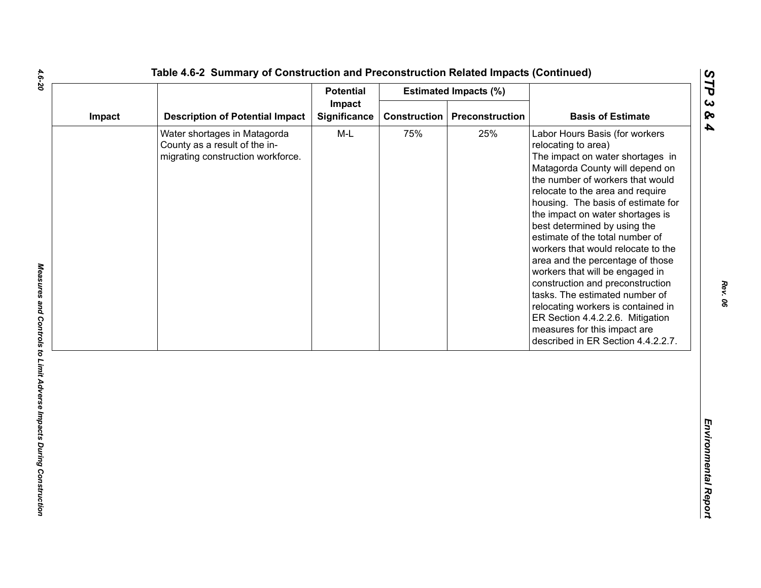## Table 4.6-2 Summary of Construction and Preconstruction Related Impacts (Continued)

| Impact | Description of Potential Impact | Potential Impact Significance | Estimated Impacts (%) | | Basis of Estimate |
|---|---|---|---|---|---|
| | | | Construction | Preconstruction | |
| | Water shortages in Matagorda County as a result of the in-migrating construction workforce. | M-L | 75% | 25% | Labor Hours Basis (for workers relocating to area) The impact on water shortages in Matagorda County will depend on the number of workers that would relocate to the area and require housing. The basis of estimate for the impact on water shortages is best determined by using the estimate of the total number of workers that would relocate to the area and the percentage of those workers that will be engaged in construction and preconstruction tasks. The estimated number of relocating workers is contained in ER Section 4.4.2.2.6. Mitigation measures for this impact are described in ER Section 4.4.2.2.7. |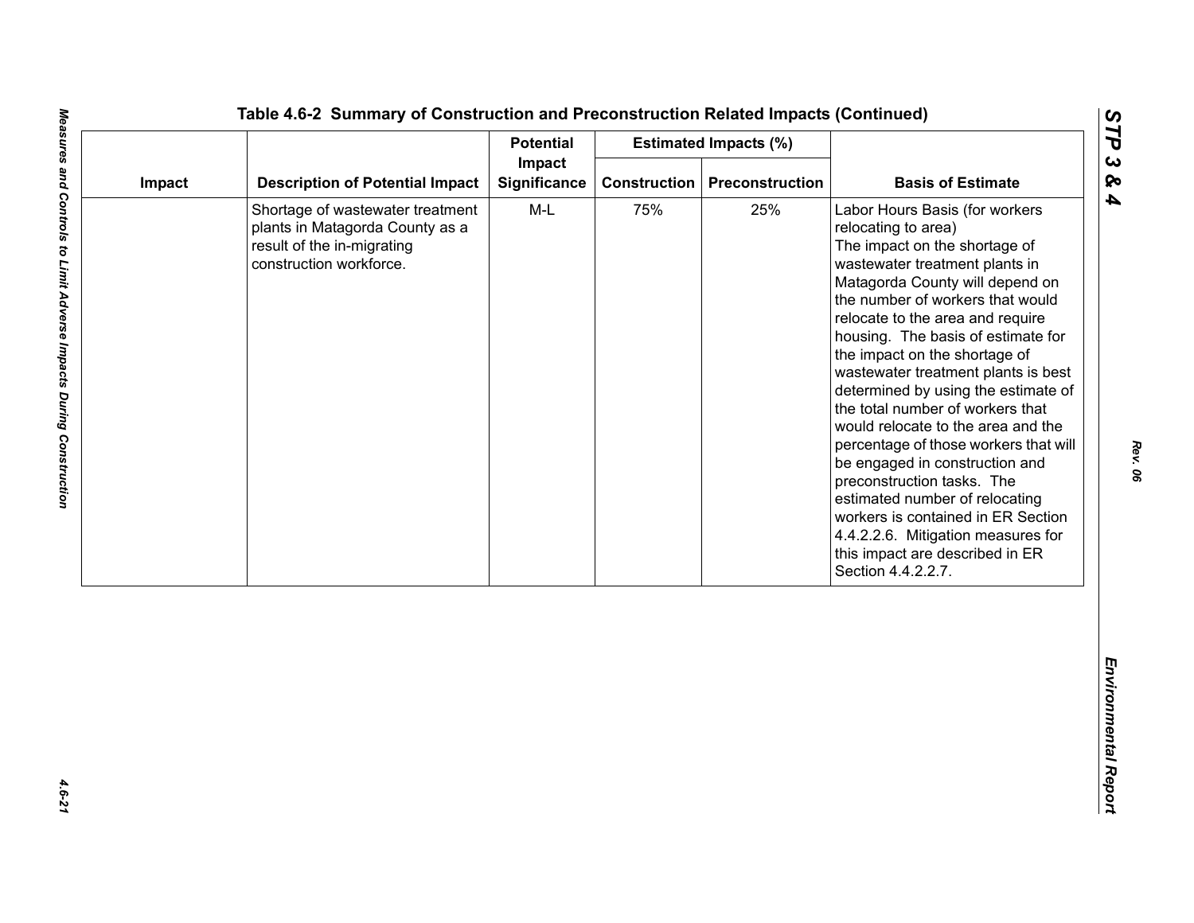### Table 4.6-2 Summary of Construction and Preconstruction Related Impacts (Continued)

| Impact | Description of Potential Impact | Potential Impact Significance | Estimated Impacts (%) | | Basis of Estimate |
|---|---|---|---|---|---|
| | | | Construction | Preconstruction | |
| | Shortage of wastewater treatment plants in Matagorda County as a result of the in-migrating construction workforce. | M-L | 75% | 25% | Labor Hours Basis (for workers relocating to area) The impact on the shortage of wastewater treatment plants in Matagorda County will depend on the number of workers that would relocate to the area and require housing. The basis of estimate for the impact on the shortage of wastewater treatment plants is best determined by using the estimate of the total number of workers that would relocate to the area and the percentage of those workers that will be engaged in construction and preconstruction tasks. The estimated number of relocating workers is contained in ER Section 4.4.2.2.6. Mitigation measures for this impact are described in ER Section 4.4.2.2.7. |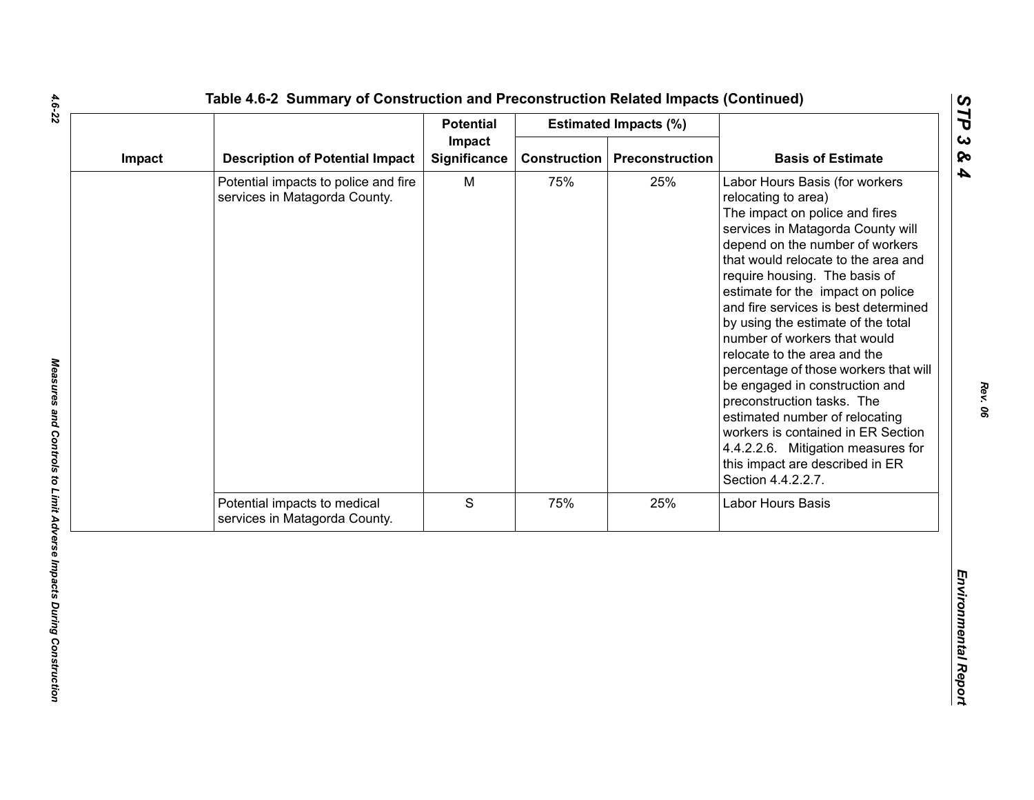Table 4.6-2 Summary of Construction and Preconstruction Related Impacts (Continued)

| Impact | Description of Potential Impact | Potential Impact Significance | Estimated Impacts (%) | | Basis of Estimate |
|---|---|---|---|---|---|
| | | | Construction | Preconstruction | |
| | Potential impacts to police and fire services in Matagorda County. | M | 75% | 25% | Labor Hours Basis (for workers relocating to area) The impact on police and fires services in Matagorda County will depend on the number of workers that would relocate to the area and require housing. The basis of estimate for the impact on police and fire services is best determined by using the estimate of the total number of workers that would relocate to the area and the percentage of those workers that will be engaged in construction and preconstruction tasks. The estimated number of relocating workers is contained in ER Section 4.4.2.2.6. Mitigation measures for this impact are described in ER Section 4.4.2.2.7. |
| | Potential impacts to medical services in Matagorda County. | S | 75% | 25% | Labor Hours Basis |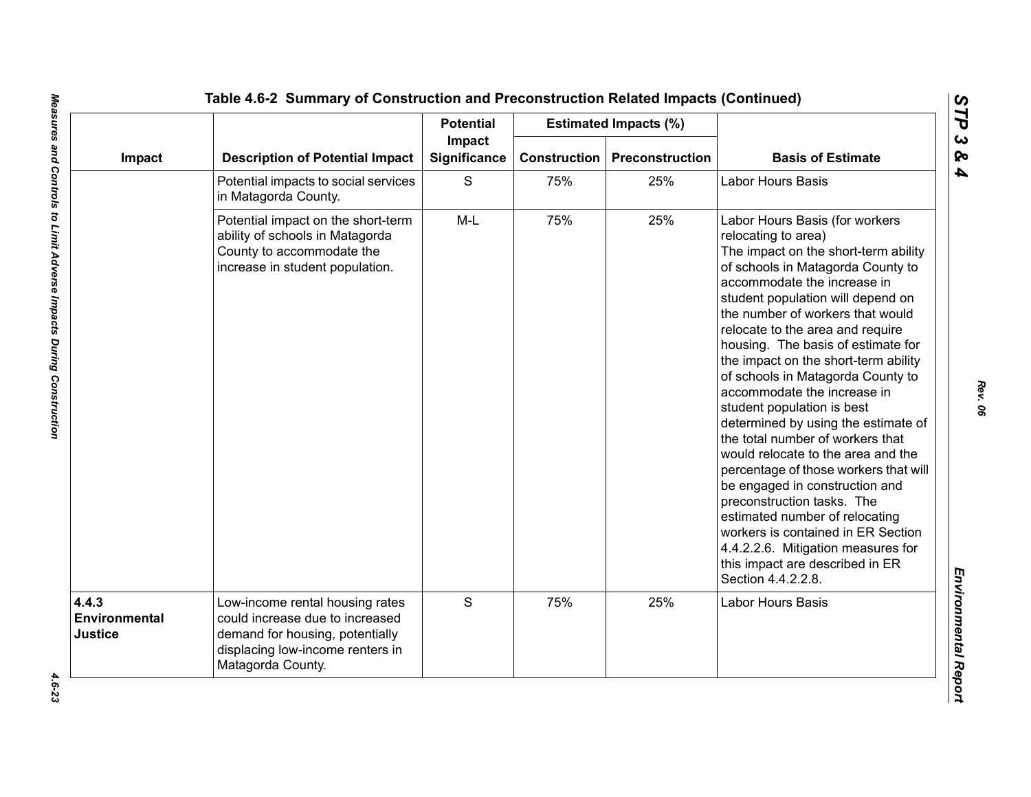### Table 4.6-2 Summary of Construction and Preconstruction Related Impacts (Continued)

| Impact | Description of Potential Impact | Potential Impact Significance | Estimated Impacts (%) | | Basis of Estimate |
|---|---|---|---|---|---|
| | | | Construction | Preconstruction | |
| | Potential impacts to social services in Matagorda County. | S | 75% | 25% | Labor Hours Basis |
| | Potential impact on the short-term ability of schools in Matagorda County to accommodate the increase in student population. | M-L | 75% | 25% | Labor Hours Basis (for workers relocating to area) The impact on the short-term ability of schools in Matagorda County to accommodate the increase in student population will depend on the number of workers that would relocate to the area and require housing. The basis of estimate for the impact on the short-term ability of schools in Matagorda County to accommodate the increase in student population is best determined by using the estimate of the total number of workers that would relocate to the area and the percentage of those workers that will be engaged in construction and preconstruction tasks. The estimated number of relocating workers is contained in ER Section 4.4.2.2.6. Mitigation measures for this impact are described in ER Section 4.4.2.2.8. |
| **4.4.3 Environmental Justice** | Low-income rental housing rates could increase due to increased demand for housing, potentially displacing low-income renters in Matagorda County. | S | 75% | 25% | Labor Hours Basis |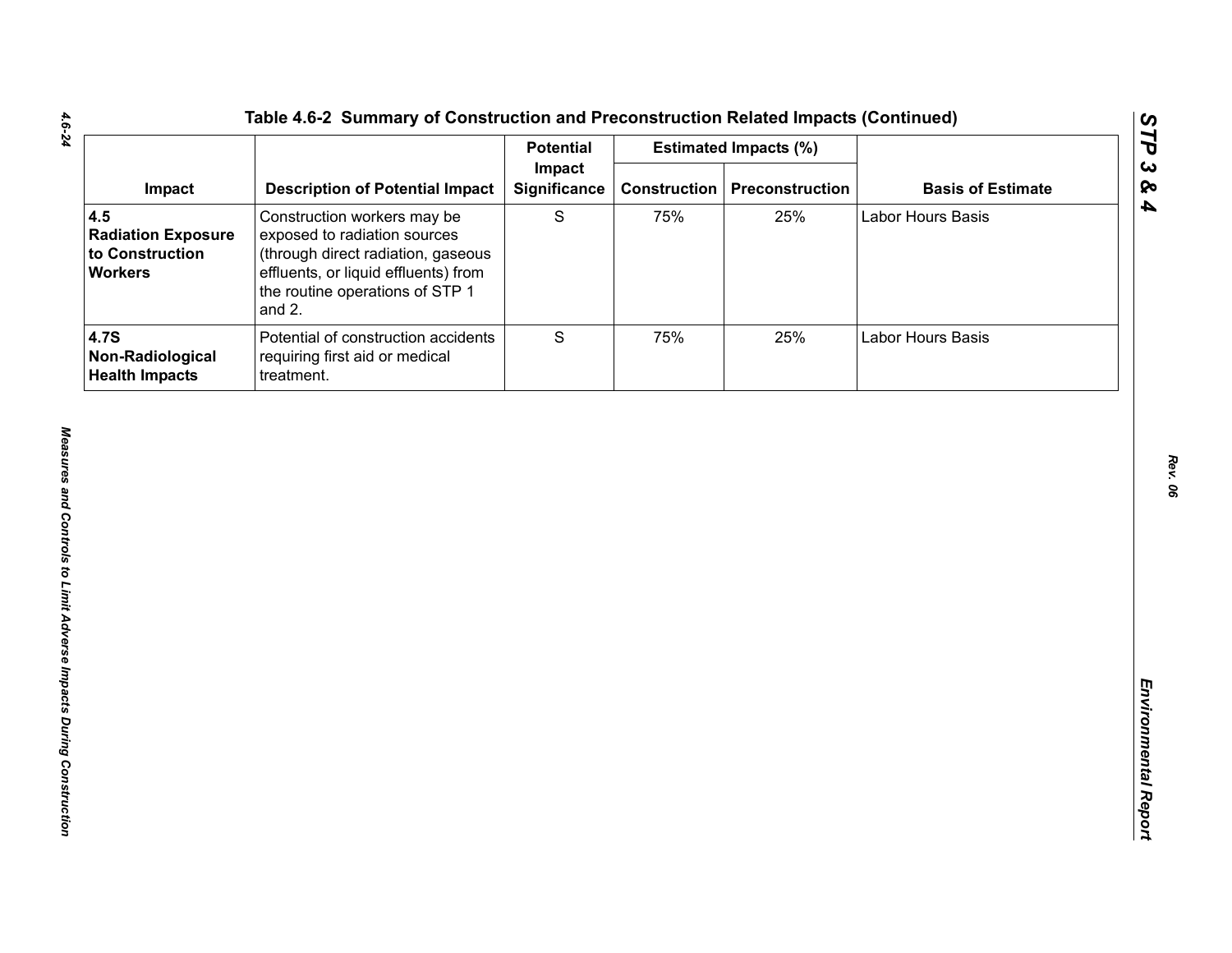## Table 4.6-2 Summary of Construction and Preconstruction Related Impacts (Continued)

| Impact | Description of Potential Impact | Potential Impact Significance | Estimated Impacts (%) | | Basis of Estimate |
|---|---|---|---|---|---|
| | | | Construction | Preconstruction | |
| **4.5 Radiation Exposure to Construction Workers** | Construction workers may be exposed to radiation sources (through direct radiation, gaseous effluents, or liquid effluents) from the routine operations of STP 1 and 2. | S | 75% | 25% | Labor Hours Basis |
| **4.7S Non-Radiological Health Impacts** | Potential of construction accidents requiring first aid or medical treatment. | S | 75% | 25% | Labor Hours Basis |